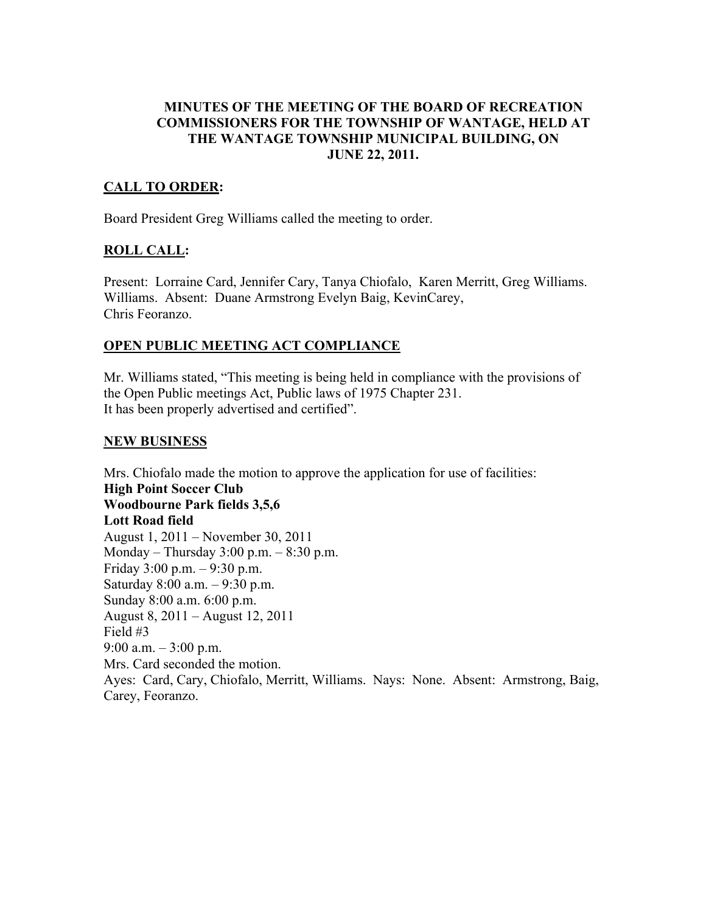# MINUTES OF THE MEETING OF THE BOARD OF RECREATION COMMISSIONERS FOR THE TOWNSHIP OF WANTAGE, HELD AT THE WANTAGE TOWNSHIP MUNICIPAL BUILDING, ON JUNE 22, 2011.

## CALL TO ORDER:

Board President Greg Williams called the meeting to order.

## ROLL CALL:

Present: Lorraine Card, Jennifer Cary, Tanya Chiofalo, Karen Merritt, Greg Williams. Williams. Absent: Duane Armstrong Evelyn Baig, KevinCarey, Chris Feoranzo.

## OPEN PUBLIC MEETING ACT COMPLIANCE

Mr. Williams stated, "This meeting is being held in compliance with the provisions of the Open Public meetings Act, Public laws of 1975 Chapter 231.
It has been properly advertised and certified".

## NEW BUSINESS

Mrs. Chiofalo made the motion to approve the application for use of facilities:
**High Point Soccer Club**
**Woodbourne Park fields 3,5,6**
**Lott Road field**
August 1, 2011 – November 30, 2011
Monday – Thursday 3:00 p.m. – 8:30 p.m.
Friday 3:00 p.m. – 9:30 p.m.
Saturday 8:00 a.m. – 9:30 p.m.
Sunday 8:00 a.m. 6:00 p.m.
August 8, 2011 – August 12, 2011
Field #3
9:00 a.m. – 3:00 p.m.
Mrs. Card seconded the motion.
Ayes: Card, Cary, Chiofalo, Merritt, Williams. Nays: None. Absent: Armstrong, Baig, Carey, Feoranzo.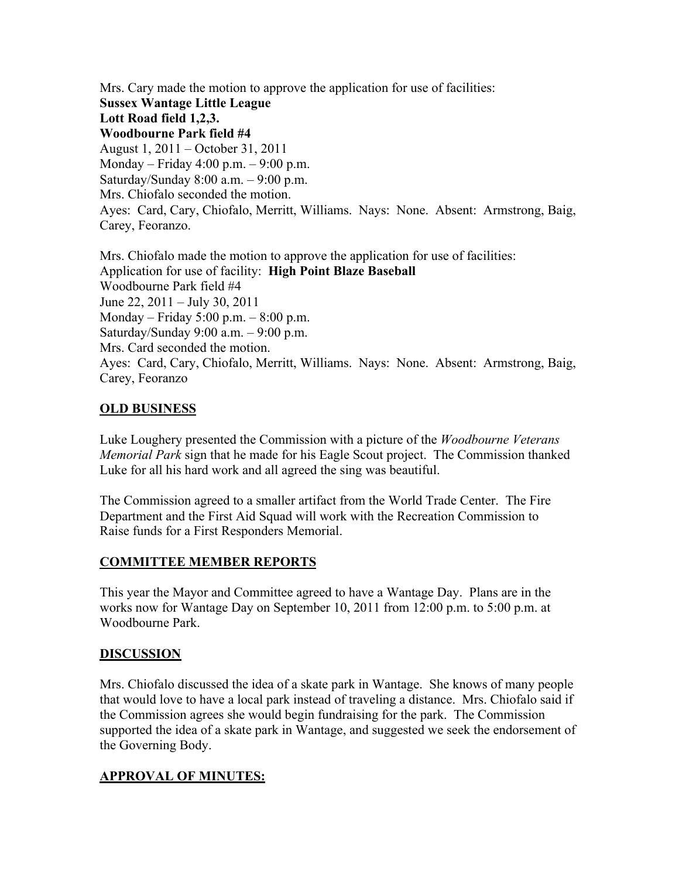Mrs. Cary made the motion to approve the application for use of facilities:
**Sussex Wantage Little League**
**Lott Road field 1,2,3.**
**Woodbourne Park field #4**
August 1, 2011 – October 31, 2011
Monday – Friday 4:00 p.m. – 9:00 p.m.
Saturday/Sunday 8:00 a.m. – 9:00 p.m.
Mrs. Chiofalo seconded the motion.
Ayes: Card, Cary, Chiofalo, Merritt, Williams. Nays: None. Absent: Armstrong, Baig, Carey, Feoranzo.

Mrs. Chiofalo made the motion to approve the application for use of facilities:
Application for use of facility: **High Point Blaze Baseball**
Woodbourne Park field #4
June 22, 2011 – July 30, 2011
Monday – Friday 5:00 p.m. – 8:00 p.m.
Saturday/Sunday 9:00 a.m. – 9:00 p.m.
Mrs. Card seconded the motion.
Ayes: Card, Cary, Chiofalo, Merritt, Williams. Nays: None. Absent: Armstrong, Baig, Carey, Feoranzo

## OLD BUSINESS

Luke Loughery presented the Commission with a picture of the *Woodbourne Veterans Memorial Park* sign that he made for his Eagle Scout project. The Commission thanked Luke for all his hard work and all agreed the sing was beautiful.

The Commission agreed to a smaller artifact from the World Trade Center. The Fire Department and the First Aid Squad will work with the Recreation Commission to Raise funds for a First Responders Memorial.

## COMMITTEE MEMBER REPORTS

This year the Mayor and Committee agreed to have a Wantage Day. Plans are in the works now for Wantage Day on September 10, 2011 from 12:00 p.m. to 5:00 p.m. at Woodbourne Park.

## DISCUSSION

Mrs. Chiofalo discussed the idea of a skate park in Wantage. She knows of many people that would love to have a local park instead of traveling a distance. Mrs. Chiofalo said if the Commission agrees she would begin fundraising for the park. The Commission supported the idea of a skate park in Wantage, and suggested we seek the endorsement of the Governing Body.

## APPROVAL OF MINUTES: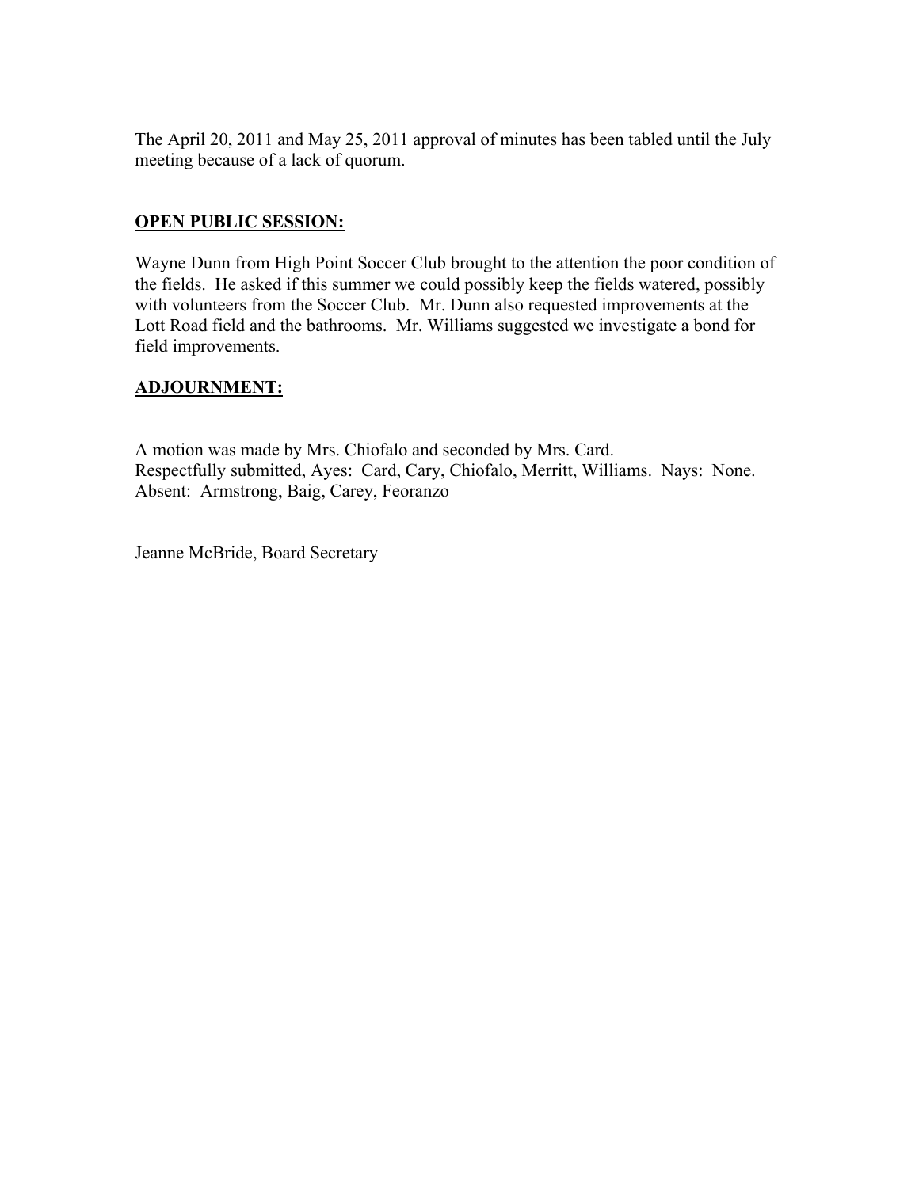The April 20, 2011 and May 25, 2011 approval of minutes has been tabled until the July meeting because of a lack of quorum.

**OPEN PUBLIC SESSION:**

Wayne Dunn from High Point Soccer Club brought to the attention the poor condition of the fields. He asked if this summer we could possibly keep the fields watered, possibly with volunteers from the Soccer Club. Mr. Dunn also requested improvements at the Lott Road field and the bathrooms. Mr. Williams suggested we investigate a bond for field improvements.

**ADJOURNMENT:**

A motion was made by Mrs. Chiofalo and seconded by Mrs. Card.
Respectfully submitted, Ayes: Card, Cary, Chiofalo, Merritt, Williams. Nays: None.
Absent: Armstrong, Baig, Carey, Feoranzo

Jeanne McBride, Board Secretary